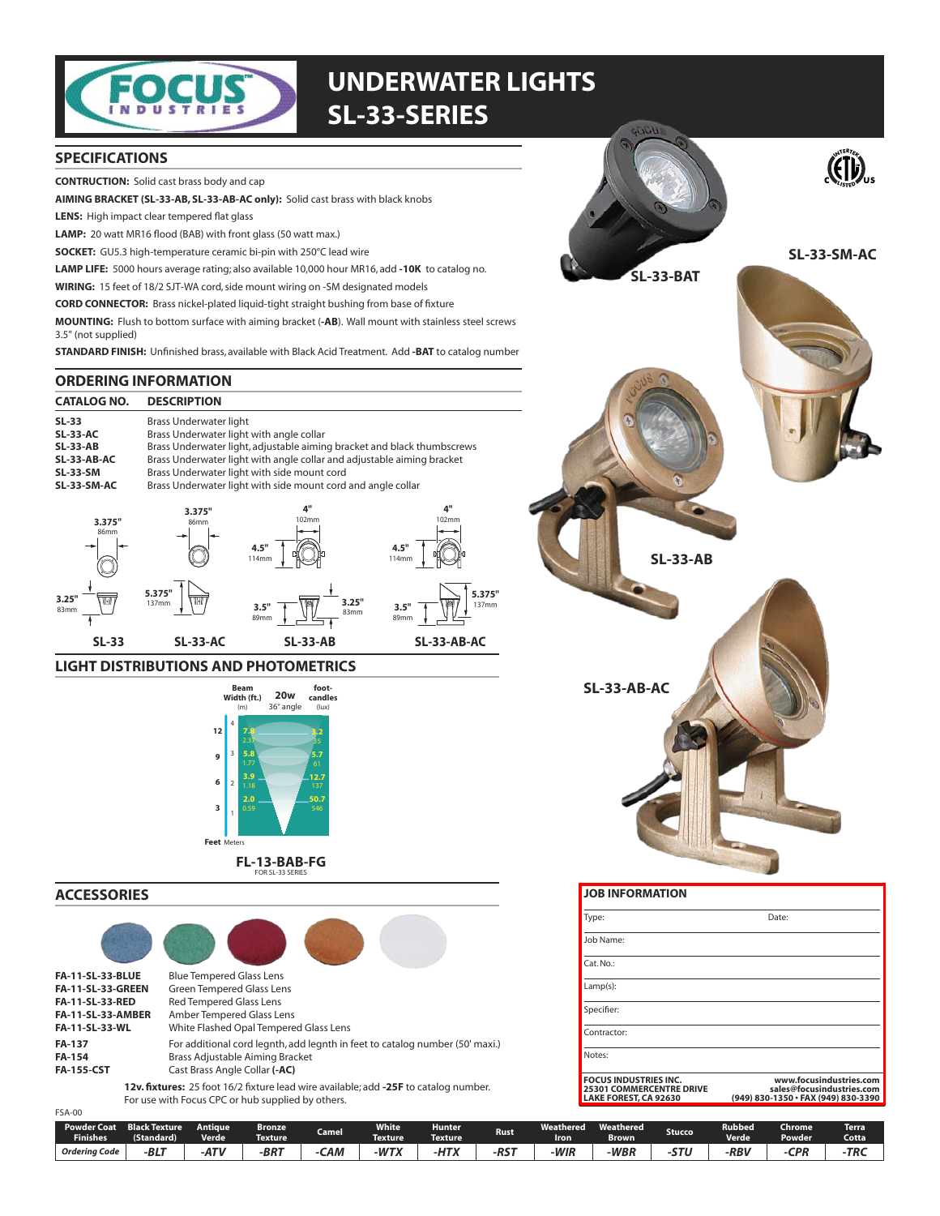# UNDERWATER LIGHTS
# SL-33-SERIES

## SPECIFICATIONS

**CONTRUCTION:** Solid cast brass body and cap

**AIMING BRACKET (SL-33-AB, SL-33-AB-AC only):** Solid cast brass with black knobs

**LENS:** High impact clear tempered flat glass

**LAMP:** 20 watt MR16 flood (BAB) with front glass (50 watt max.)

**SOCKET:** GU5.3 high-temperature ceramic bi-pin with 250°C lead wire

**LAMP LIFE:** 5000 hours average rating; also available 10,000 hour MR16, add **-10K** to catalog no.

**WIRING:** 15 feet of 18/2 SJT-WA cord, side mount wiring on -SM designated models

**CORD CONNECTOR:** Brass nickel-plated liquid-tight straight bushing from base of fixture

**MOUNTING:** Flush to bottom surface with aiming bracket (**-AB**). Wall mount with stainless steel screws 3.5" (not supplied)

**STANDARD FINISH:** Unfinished brass, available with Black Acid Treatment. Add **-BAT** to catalog number

SL-33-BAT

SL-33-SM-AC

SL-33-AB

SL-33-AB-AC

## ORDERING INFORMATION

| CATALOG NO. | DESCRIPTION |
|---|---|
| **SL-33** | Brass Underwater light |
| **SL-33-AC** | Brass Underwater light with angle collar |
| **SL-33-AB** | Brass Underwater light, adjustable aiming bracket and black thumbscrews |
| **SL-33-AB-AC** | Brass Underwater light with angle collar and adjustable aiming bracket |
| **SL-33-SM** | Brass Underwater light with side mount cord |
| **SL-33-SM-AC** | Brass Underwater light with side mount cord and angle collar |

**SL-33**: 3.375" (86mm) width; 3.25" (83mm) height

**SL-33-AC**: 3.375" (86mm) width; 5.375" (137mm) height

**SL-33-AB**: 4" (102mm) width; 4.5" (114mm); 3.5" (89mm); 3.25" (83mm)

**SL-33-AB-AC**: 4" (102mm) width; 4.5" (114mm); 3.5" (89mm); 5.375" (137mm)

## LIGHT DISTRIBUTIONS AND PHOTOMETRICS

20w, 36° angle

| Feet | Meters | Beam Width (ft.) | (m) | foot-candles | (lux) |
|---|---|---|---|---|---|
| 12 | 4 | 7.8 | 2.37 | 3.2 | 35 |
| 9 | 3 | 5.8 | 1.77 | 5.7 | 61 |
| 6 | 2 | 3.9 | 1.18 | 12.7 | 137 |
| 3 | 1 | 2.0 | 0.59 | 50.7 | 546 |

**FL-13-BAB-FG**
FOR SL-33 SERIES

## ACCESSORIES

| | |
|---|---|
| **FA-11-SL-33-BLUE** | Blue Tempered Glass Lens |
| **FA-11-SL-33-GREEN** | Green Tempered Glass Lens |
| **FA-11-SL-33-RED** | Red Tempered Glass Lens |
| **FA-11-SL-33-AMBER** | Amber Tempered Glass Lens |
| **FA-11-SL-33-WL** | White Flashed Opal Tempered Glass Lens |
| **FA-137** | For additional cord legnth, add legnth in feet to catalog number (50' maxi.) |
| **FA-154** | Brass Adjustable Aiming Bracket |
| **FA-155-CST** | Cast Brass Angle Collar **(-AC)** |

**12v. fixtures:** 25 foot 16/2 fixture lead wire available; add **-25F** to catalog number. For use with Focus CPC or hub supplied by others.

## JOB INFORMATION

Type: Date:

Job Name:

Cat. No.:

Lamp(s):

Specifier:

Contractor:

Notes:

**FOCUS INDUSTRIES INC.**
**25301 COMMERCENTRE DRIVE**
**LAKE FOREST, CA 92630**

**www.focusindustries.com**
**sales@focusindustries.com**
**(949) 830-1350 • FAX (949) 830-3390**

FSA-00

| Powder Coat Finishes | Black Texture (Standard) | Antique Verde | Bronze Texture | Camel | White Texture | Hunter Texture | Rust | Weathered Iron | Weathered Brown | Stucco | Rubbed Verde | Chrome Powder | Terra Cotta |
|---|---|---|---|---|---|---|---|---|---|---|---|---|---|
| *Ordering Code* | *-BLT* | *-ATV* | *-BRT* | *-CAM* | *-WTX* | *-HTX* | *-RST* | *-WIR* | *-WBR* | *-STU* | *-RBV* | *-CPR* | *-TRC* |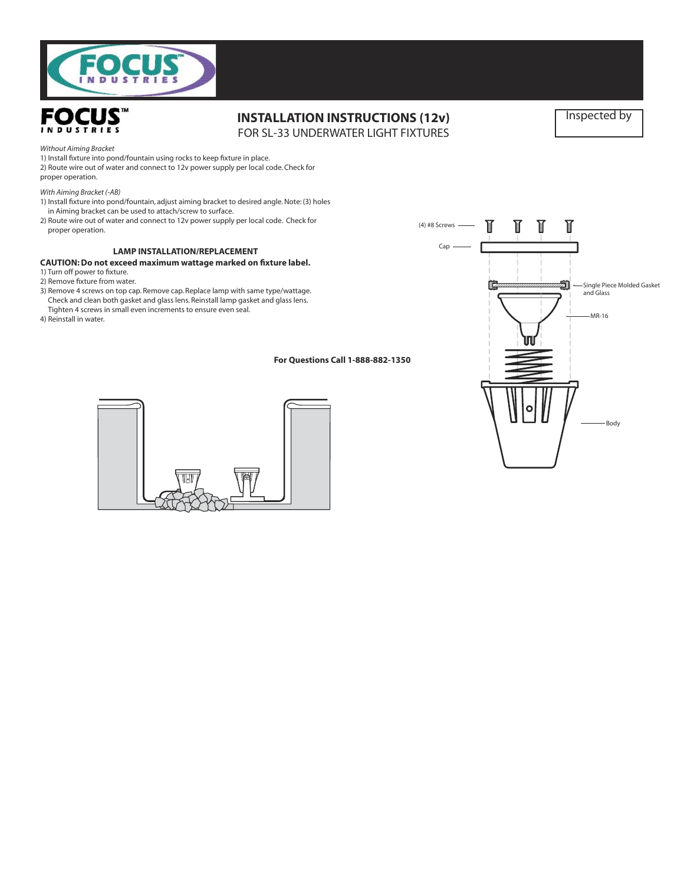FOCUS™ INDUSTRIES

# INSTALLATION INSTRUCTIONS (12v)

FOR SL-33 UNDERWATER LIGHT FIXTURES

Inspected by

*Without Aiming Bracket*

1) Install fixture into pond/fountain using rocks to keep fixture in place.
2) Route wire out of water and connect to 12v power supply per local code. Check for proper operation.

*With Aiming Bracket (-AB)*

1) Install fixture into pond/fountain, adjust aiming bracket to desired angle. Note: (3) holes in Aiming bracket can be used to attach/screw to surface.
2) Route wire out of water and connect to 12v power supply per local code. Check for proper operation.

## LAMP INSTALLATION/REPLACEMENT

**CAUTION: Do not exceed maximum wattage marked on fixture label.**

1) Turn off power to fixture.
2) Remove fixture from water.
3) Remove 4 screws on top cap. Remove cap. Replace lamp with same type/wattage. Check and clean both gasket and glass lens. Reinstall lamp gasket and glass lens. Tighten 4 screws in small even increments to ensure even seal.
4) Reinstall in water.

**For Questions Call 1-888-882-1350**

(4) #8 Screws

Cap

Single Piece Molded Gasket and Glass

MR-16

Body